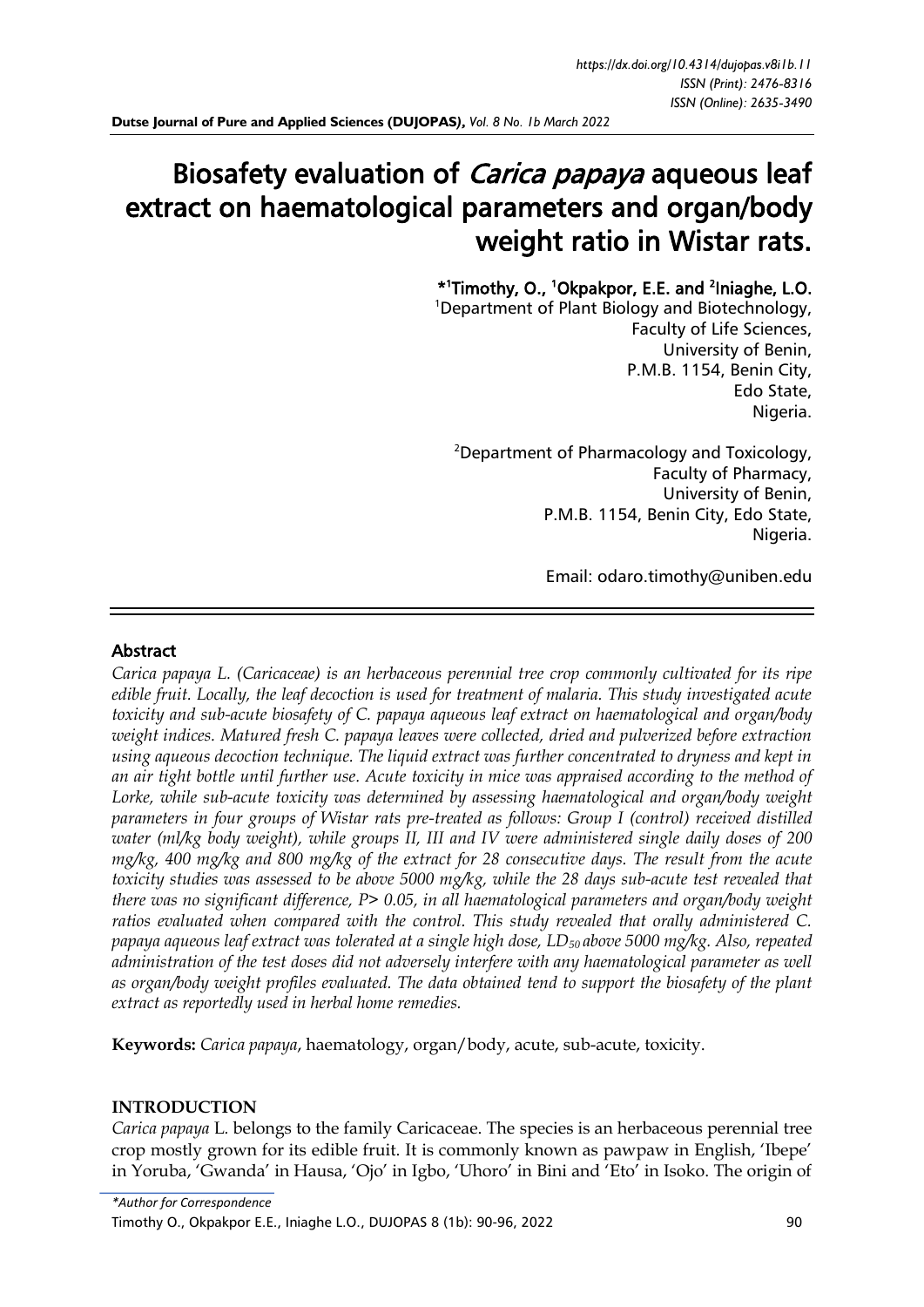# Biosafety evaluation of *Carica papaya* aqueous leaf extract on haematological parameters and organ/body weight ratio in Wistar rats.

**\*[1]Timothy, O., [1]Okpakpor, E.E. and [2]Iniaghe, L.O.**

[1]Department of Plant Biology and Biotechnology,
Faculty of Life Sciences,
University of Benin,
P.M.B. 1154, Benin City,
Edo State,
Nigeria.

[2]Department of Pharmacology and Toxicology,
Faculty of Pharmacy,
University of Benin,
P.M.B. 1154, Benin City, Edo State,
Nigeria.

Email: odaro.timothy@uniben.edu

## Abstract

*Carica papaya L. (Caricaceae) is an herbaceous perennial tree crop commonly cultivated for its ripe edible fruit. Locally, the leaf decoction is used for treatment of malaria. This study investigated acute toxicity and sub-acute biosafety of C. papaya aqueous leaf extract on haematological and organ/body weight indices. Matured fresh C. papaya leaves were collected, dried and pulverized before extraction using aqueous decoction technique. The liquid extract was further concentrated to dryness and kept in an air tight bottle until further use. Acute toxicity in mice was appraised according to the method of Lorke, while sub-acute toxicity was determined by assessing haematological and organ/body weight parameters in four groups of Wistar rats pre-treated as follows: Group I (control) received distilled water (ml/kg body weight), while groups II, III and IV were administered single daily doses of 200 mg/kg, 400 mg/kg and 800 mg/kg of the extract for 28 consecutive days. The result from the acute toxicity studies was assessed to be above 5000 mg/kg, while the 28 days sub-acute test revealed that there was no significant difference, P> 0.05, in all haematological parameters and organ/body weight ratios evaluated when compared with the control. This study revealed that orally administered C. papaya aqueous leaf extract was tolerated at a single high dose, $LD_{50}$ above 5000 mg/kg. Also, repeated administration of the test doses did not adversely interfere with any haematological parameter as well as organ/body weight profiles evaluated. The data obtained tend to support the biosafety of the plant extract as reportedly used in herbal home remedies.*

**Keywords:** *Carica papaya*, haematology, organ/body, acute, sub-acute, toxicity.

## INTRODUCTION

*Carica papaya* L. belongs to the family Caricaceae. The species is an herbaceous perennial tree crop mostly grown for its edible fruit. It is commonly known as pawpaw in English, 'Ibepe' in Yoruba, 'Gwanda' in Hausa, 'Ojo' in Igbo, 'Uhoro' in Bini and 'Eto' in Isoko. The origin of

*\*Author for Correspondence*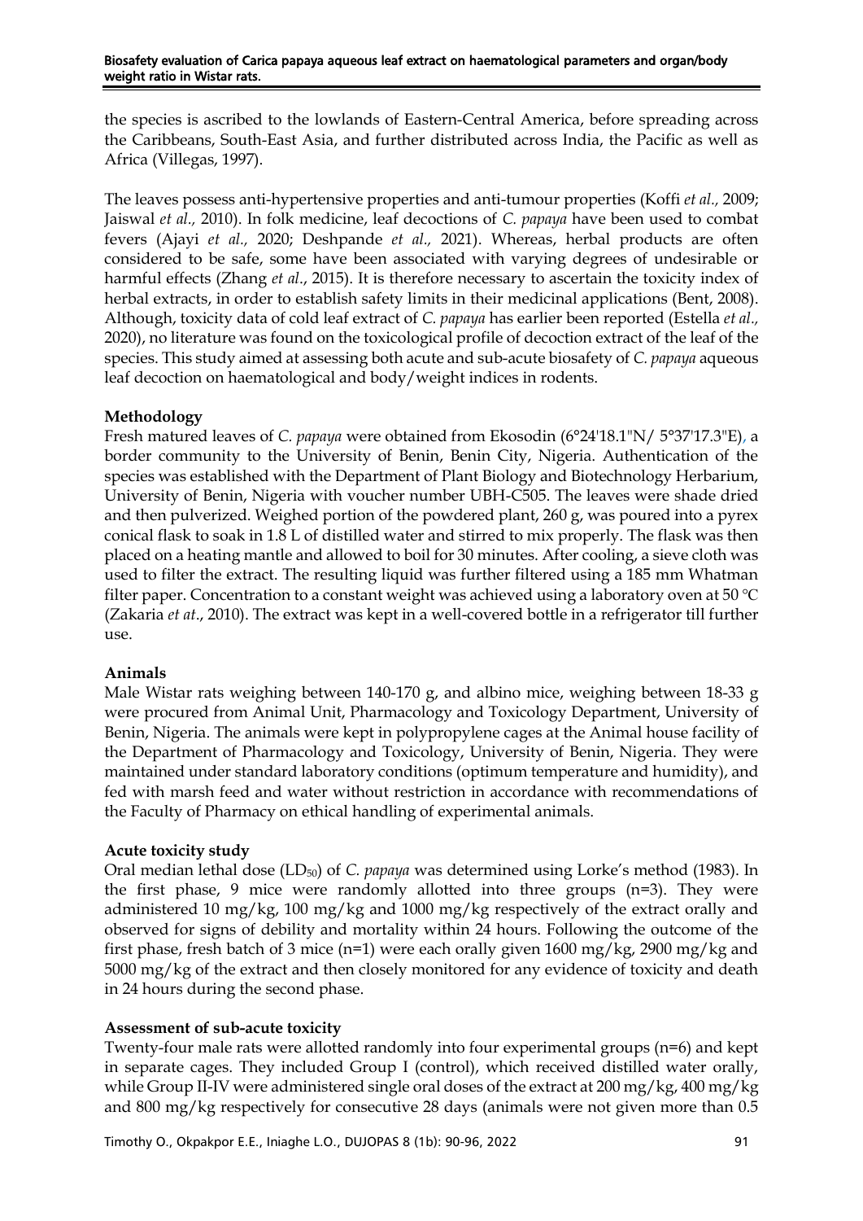the species is ascribed to the lowlands of Eastern-Central America, before spreading across the Caribbeans, South-East Asia, and further distributed across India, the Pacific as well as Africa (Villegas, 1997).

The leaves possess anti-hypertensive properties and anti-tumour properties (Koffi *et al.,* 2009; Jaiswal *et al.,* 2010). In folk medicine, leaf decoctions of *C. papaya* have been used to combat fevers (Ajayi *et al.,* 2020; Deshpande *et al.,* 2021). Whereas, herbal products are often considered to be safe, some have been associated with varying degrees of undesirable or harmful effects (Zhang *et al*., 2015). It is therefore necessary to ascertain the toxicity index of herbal extracts, in order to establish safety limits in their medicinal applications (Bent, 2008). Although, toxicity data of cold leaf extract of *C. papaya* has earlier been reported (Estella *et al.,* 2020), no literature was found on the toxicological profile of decoction extract of the leaf of the species. This study aimed at assessing both acute and sub-acute biosafety of *C. papaya* aqueous leaf decoction on haematological and body/weight indices in rodents.

**Methodology**

Fresh matured leaves of *C. papaya* were obtained from Ekosodin (6°24'18.1"N/ 5°37'17.3"E), a border community to the University of Benin, Benin City, Nigeria. Authentication of the species was established with the Department of Plant Biology and Biotechnology Herbarium, University of Benin, Nigeria with voucher number UBH-C505. The leaves were shade dried and then pulverized. Weighed portion of the powdered plant, 260 g, was poured into a pyrex conical flask to soak in 1.8 L of distilled water and stirred to mix properly. The flask was then placed on a heating mantle and allowed to boil for 30 minutes. After cooling, a sieve cloth was used to filter the extract. The resulting liquid was further filtered using a 185 mm Whatman filter paper. Concentration to a constant weight was achieved using a laboratory oven at 50 °C (Zakaria *et at*., 2010). The extract was kept in a well-covered bottle in a refrigerator till further use.

**Animals**

Male Wistar rats weighing between 140-170 g, and albino mice, weighing between 18-33 g were procured from Animal Unit, Pharmacology and Toxicology Department, University of Benin, Nigeria. The animals were kept in polypropylene cages at the Animal house facility of the Department of Pharmacology and Toxicology, University of Benin, Nigeria. They were maintained under standard laboratory conditions (optimum temperature and humidity), and fed with marsh feed and water without restriction in accordance with recommendations of the Faculty of Pharmacy on ethical handling of experimental animals.

**Acute toxicity study**

Oral median lethal dose ($LD_{50}$) of *C. papaya* was determined using Lorke's method (1983). In the first phase, 9 mice were randomly allotted into three groups (n=3). They were administered 10 mg/kg, 100 mg/kg and 1000 mg/kg respectively of the extract orally and observed for signs of debility and mortality within 24 hours. Following the outcome of the first phase, fresh batch of 3 mice (n=1) were each orally given 1600 mg/kg, 2900 mg/kg and 5000 mg/kg of the extract and then closely monitored for any evidence of toxicity and death in 24 hours during the second phase.

**Assessment of sub-acute toxicity**

Twenty-four male rats were allotted randomly into four experimental groups (n=6) and kept in separate cages. They included Group I (control), which received distilled water orally, while Group II-IV were administered single oral doses of the extract at 200 mg/kg, 400 mg/kg and 800 mg/kg respectively for consecutive 28 days (animals were not given more than 0.5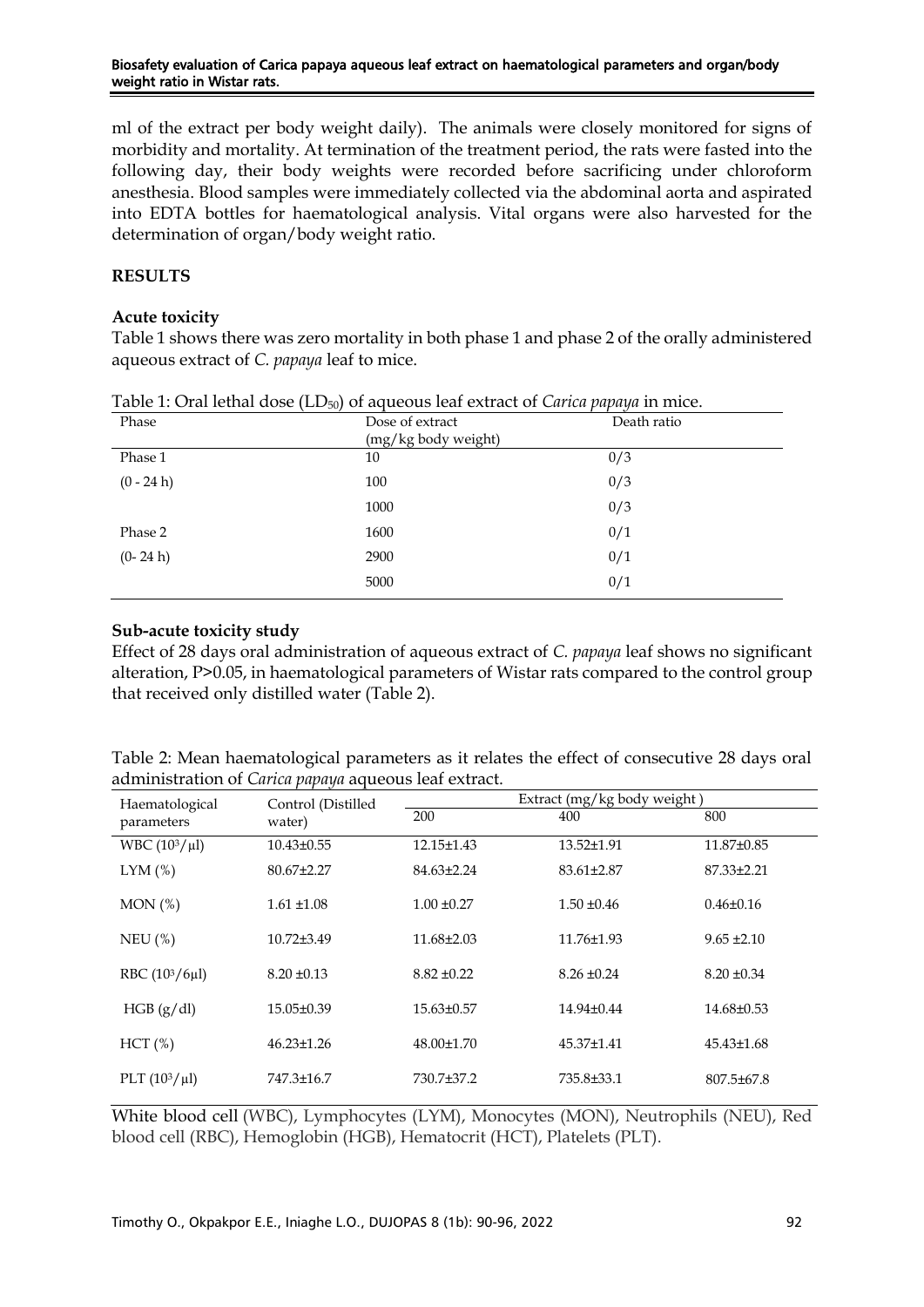ml of the extract per body weight daily). The animals were closely monitored for signs of morbidity and mortality. At termination of the treatment period, the rats were fasted into the following day, their body weights were recorded before sacrificing under chloroform anesthesia. Blood samples were immediately collected via the abdominal aorta and aspirated into EDTA bottles for haematological analysis. Vital organs were also harvested for the determination of organ/body weight ratio.

## RESULTS

### Acute toxicity

Table 1 shows there was zero mortality in both phase 1 and phase 2 of the orally administered aqueous extract of *C. papaya* leaf to mice.

Table 1: Oral lethal dose ($LD_{50}$) of aqueous leaf extract of *Carica papaya* in mice.

| Phase | Dose of extract (mg/kg body weight) | Death ratio |
|---|---|---|
| Phase 1 | 10 | 0/3 |
| (0 - 24 h) | 100 | 0/3 |
| | 1000 | 0/3 |
| Phase 2 | 1600 | 0/1 |
| (0- 24 h) | 2900 | 0/1 |
| | 5000 | 0/1 |

### Sub-acute toxicity study

Effect of 28 days oral administration of aqueous extract of *C. papaya* leaf shows no significant alteration, $P>0.05$, in haematological parameters of Wistar rats compared to the control group that received only distilled water (Table 2).

Table 2: Mean haematological parameters as it relates the effect of consecutive 28 days oral administration of *Carica papaya* aqueous leaf extract.

| Haematological parameters | Control (Distilled water) | Extract (mg/kg body weight ) | | |
|---|---|---|---|---|
| | | 200 | 400 | 800 |
| WBC ($10^3/\mu l$) | 10.43±0.55 | 12.15±1.43 | 13.52±1.91 | 11.87±0.85 |
| LYM (%) | 80.67±2.27 | 84.63±2.24 | 83.61±2.87 | 87.33±2.21 |
| MON (%) | 1.61 ±1.08 | 1.00 ±0.27 | 1.50 ±0.46 | 0.46±0.16 |
| NEU (%) | 10.72±3.49 | 11.68±2.03 | 11.76±1.93 | 9.65 ±2.10 |
| RBC ($10^3/6\mu l$) | 8.20 ±0.13 | 8.82 ±0.22 | 8.26 ±0.24 | 8.20 ±0.34 |
| HGB (g/dl) | 15.05±0.39 | 15.63±0.57 | 14.94±0.44 | 14.68±0.53 |
| HCT (%) | 46.23±1.26 | 48.00±1.70 | 45.37±1.41 | 45.43±1.68 |
| PLT ($10^3/\mu l$) | 747.3±16.7 | 730.7±37.2 | 735.8±33.1 | 807.5±67.8 |

White blood cell (WBC), Lymphocytes (LYM), Monocytes (MON), Neutrophils (NEU), Red blood cell (RBC), Hemoglobin (HGB), Hematocrit (HCT), Platelets (PLT).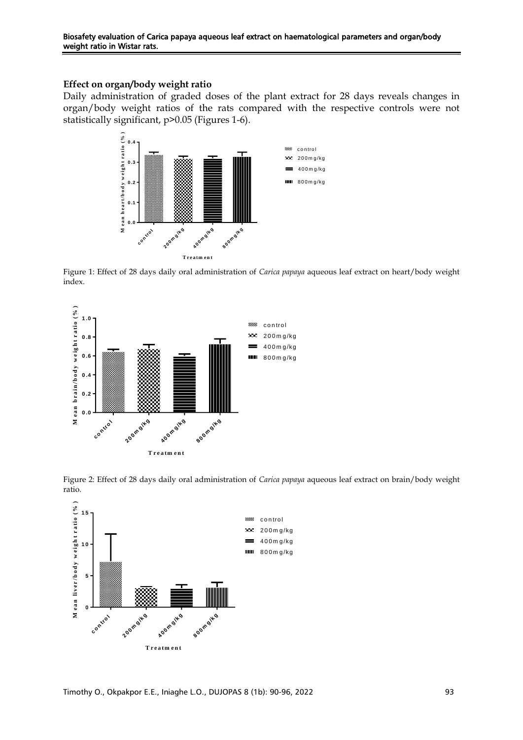## Effect on organ/body weight ratio

Daily administration of graded doses of the plant extract for 28 days reveals changes in organ/body weight ratios of the rats compared with the respective controls were not statistically significant, p>0.05 (Figures 1-6).

Figure 1: Effect of 28 days daily oral administration of *Carica papaya* aqueous leaf extract on heart/body weight index.

Figure 2: Effect of 28 days daily oral administration of *Carica papaya* aqueous leaf extract on brain/body weight ratio.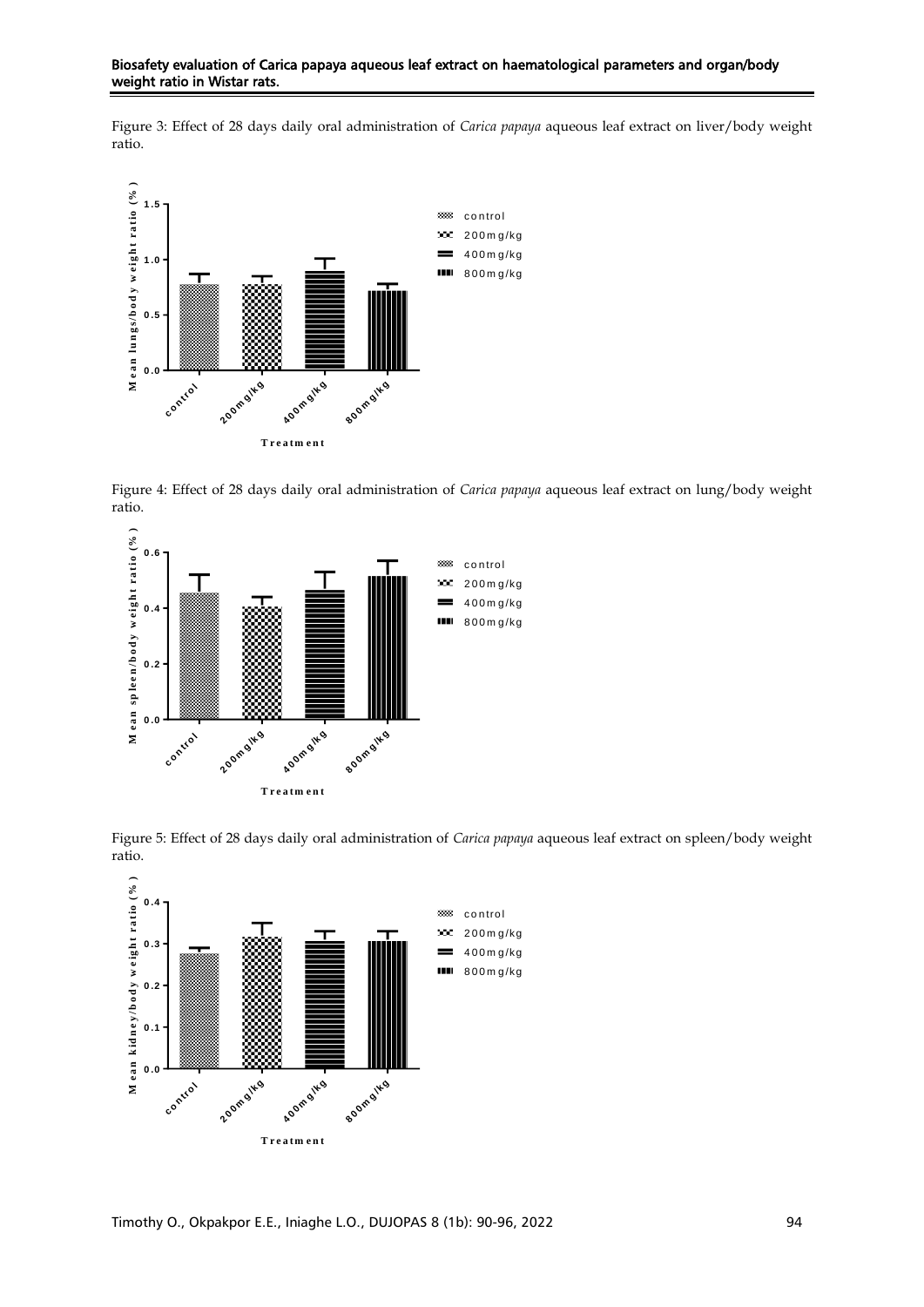Figure 3: Effect of 28 days daily oral administration of *Carica papaya* aqueous leaf extract on liver/body weight ratio.

Figure 4: Effect of 28 days daily oral administration of *Carica papaya* aqueous leaf extract on lung/body weight ratio.

Figure 5: Effect of 28 days daily oral administration of *Carica papaya* aqueous leaf extract on spleen/body weight ratio.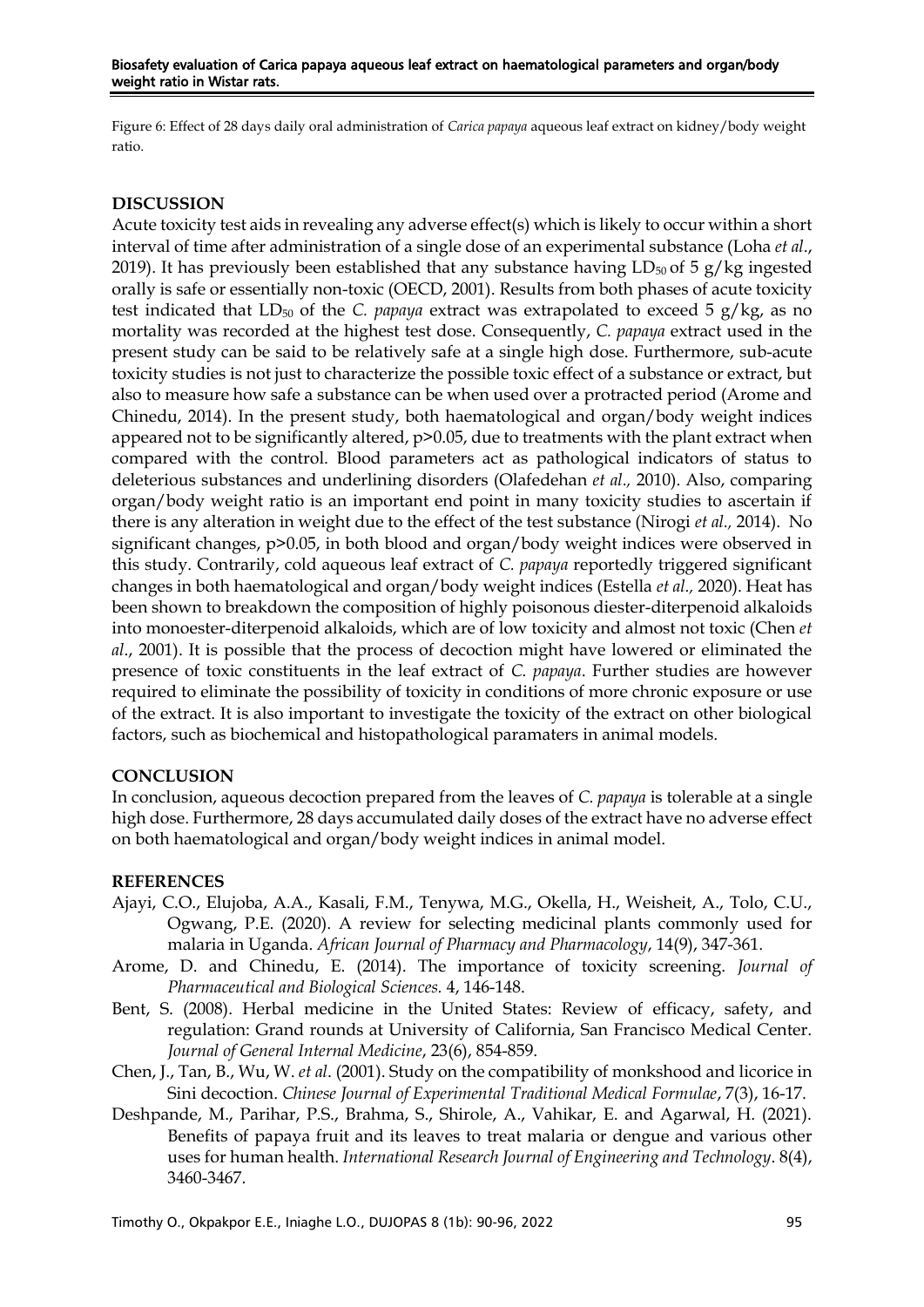Figure 6: Effect of 28 days daily oral administration of *Carica papaya* aqueous leaf extract on kidney/body weight ratio.

## DISCUSSION

Acute toxicity test aids in revealing any adverse effect(s) which is likely to occur within a short interval of time after administration of a single dose of an experimental substance (Loha *et al*., 2019). It has previously been established that any substance having $LD_{50}$ of 5 g/kg ingested orally is safe or essentially non-toxic (OECD, 2001). Results from both phases of acute toxicity test indicated that $LD_{50}$ of the *C. papaya* extract was extrapolated to exceed 5 g/kg, as no mortality was recorded at the highest test dose. Consequently, *C. papaya* extract used in the present study can be said to be relatively safe at a single high dose. Furthermore, sub-acute toxicity studies is not just to characterize the possible toxic effect of a substance or extract, but also to measure how safe a substance can be when used over a protracted period (Arome and Chinedu, 2014). In the present study, both haematological and organ/body weight indices appeared not to be significantly altered, $p>0.05$, due to treatments with the plant extract when compared with the control. Blood parameters act as pathological indicators of status to deleterious substances and underlining disorders (Olafedehan *et al.,* 2010). Also, comparing organ/body weight ratio is an important end point in many toxicity studies to ascertain if there is any alteration in weight due to the effect of the test substance (Nirogi *et al.,* 2014). No significant changes, $p>0.05$, in both blood and organ/body weight indices were observed in this study. Contrarily, cold aqueous leaf extract of *C. papaya* reportedly triggered significant changes in both haematological and organ/body weight indices (Estella *et al.,* 2020). Heat has been shown to breakdown the composition of highly poisonous diester-diterpenoid alkaloids into monoester-diterpenoid alkaloids, which are of low toxicity and almost not toxic (Chen *et al*., 2001). It is possible that the process of decoction might have lowered or eliminated the presence of toxic constituents in the leaf extract of *C. papaya*. Further studies are however required to eliminate the possibility of toxicity in conditions of more chronic exposure or use of the extract. It is also important to investigate the toxicity of the extract on other biological factors, such as biochemical and histopathological paramaters in animal models.

## CONCLUSION

In conclusion, aqueous decoction prepared from the leaves of *C. papaya* is tolerable at a single high dose. Furthermore, 28 days accumulated daily doses of the extract have no adverse effect on both haematological and organ/body weight indices in animal model.

## REFERENCES

Ajayi, C.O., Elujoba, A.A., Kasali, F.M., Tenywa, M.G., Okella, H., Weisheit, A., Tolo, C.U., Ogwang, P.E. (2020). A review for selecting medicinal plants commonly used for malaria in Uganda. *African Journal of Pharmacy and Pharmacology*, 14(9), 347-361.

Arome, D. and Chinedu, E. (2014). The importance of toxicity screening. *Journal of Pharmaceutical and Biological Sciences.* 4, 146-148.

Bent, S. (2008). Herbal medicine in the United States: Review of efficacy, safety, and regulation: Grand rounds at University of California, San Francisco Medical Center. *Journal of General Internal Medicine*, 23(6), 854-859.

Chen, J., Tan, B., Wu, W. *et al*. (2001). Study on the compatibility of monkshood and licorice in Sini decoction. *Chinese Journal of Experimental Traditional Medical Formulae*, 7(3), 16-17.

Deshpande, M., Parihar, P.S., Brahma, S., Shirole, A., Vahikar, E. and Agarwal, H. (2021). Benefits of papaya fruit and its leaves to treat malaria or dengue and various other uses for human health. *International Research Journal of Engineering and Technology*. 8(4), 3460-3467.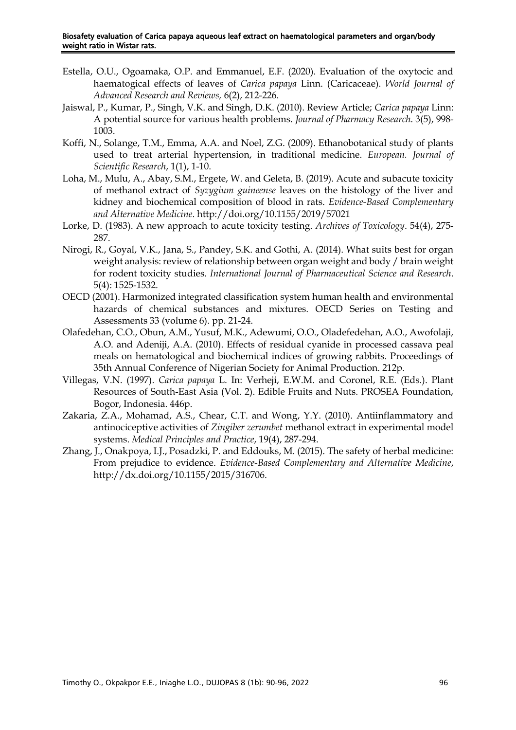Estella, O.U., Ogoamaka, O.P. and Emmanuel, E.F. (2020). Evaluation of the oxytocic and haematogical effects of leaves of *Carica papaya* Linn. (Caricaceae). *World Journal of Advanced Research and Reviews,* 6(2), 212-226.

Jaiswal, P., Kumar, P., Singh, V.K. and Singh, D.K. (2010). Review Article; *Carica papaya* Linn: A potential source for various health problems. *Journal of Pharmacy Research*. 3(5), 998-1003.

Koffi, N., Solange, T.M., Emma, A.A. and Noel, Z.G. (2009). Ethanobotanical study of plants used to treat arterial hypertension, in traditional medicine. *European. Journal of Scientific Research*, 1(1), 1-10.

Loha, M., Mulu, A., Abay, S.M., Ergete, W. and Geleta, B. (2019). Acute and subacute toxicity of methanol extract of *Syzygium guineense* leaves on the histology of the liver and kidney and biochemical composition of blood in rats. *Evidence-Based Complementary and Alternative Medicine*. http://doi.org/10.1155/2019/57021

Lorke, D. (1983). A new approach to acute toxicity testing. *Archives of Toxicology*. 54(4), 275-287.

Nirogi, R., Goyal, V.K., Jana, S., Pandey, S.K. and Gothi, A. (2014). What suits best for organ weight analysis: review of relationship between organ weight and body / brain weight for rodent toxicity studies. *International Journal of Pharmaceutical Science and Research*. 5(4): 1525-1532.

OECD (2001). Harmonized integrated classification system human health and environmental hazards of chemical substances and mixtures. OECD Series on Testing and Assessments 33 (volume 6). pp. 21-24.

Olafedehan, C.O., Obun, A.M., Yusuf, M.K., Adewumi, O.O., Oladefedehan, A.O., Awofolaji, A.O. and Adeniji, A.A. (2010). Effects of residual cyanide in processed cassava peal meals on hematological and biochemical indices of growing rabbits. Proceedings of 35th Annual Conference of Nigerian Society for Animal Production. 212p.

Villegas, V.N. (1997). *Carica papaya* L. In: Verheji, E.W.M. and Coronel, R.E. (Eds.). Plant Resources of South-East Asia (Vol. 2). Edible Fruits and Nuts. PROSEA Foundation, Bogor, Indonesia. 446p.

Zakaria, Z.A., Mohamad, A.S., Chear, C.T. and Wong, Y.Y. (2010). Antiinflammatory and antinociceptive activities of *Zingiber zerumbet* methanol extract in experimental model systems. *Medical Principles and Practice*, 19(4), 287-294.

Zhang, J., Onakpoya, I.J., Posadzki, P. and Eddouks, M. (2015). The safety of herbal medicine: From prejudice to evidence. *Evidence-Based Complementary and Alternative Medicine*, http://dx.doi.org/10.1155/2015/316706.